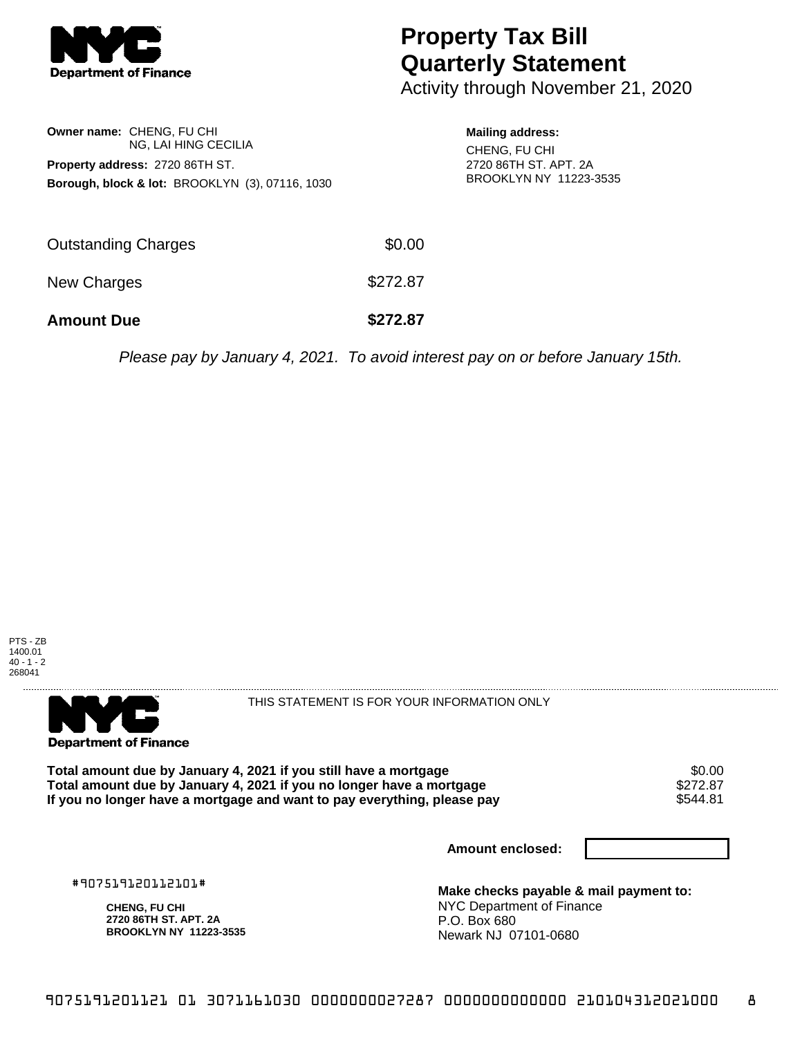**NYC Department of Finance**

# Property Tax Bill Quarterly Statement

Activity through November 21, 2020

**Owner name:** CHENG, FU CHI
NG, LAI HING CECILIA

**Property address:** 2720 86TH ST.

**Borough, block & lot:** BROOKLYN (3), 07116, 1030

**Mailing address:**
CHENG, FU CHI
2720 86TH ST. APT. 2A
BROOKLYN NY 11223-3535

| | |
|---|---|
| Outstanding Charges | $0.00 |
| New Charges | $272.87 |
| **Amount Due** | **$272.87** |

*Please pay by January 4, 2021. To avoid interest pay on or before January 15th.*

PTS - ZB
1400.01
40 - 1 - 2
268041

---

**NYC Department of Finance**

THIS STATEMENT IS FOR YOUR INFORMATION ONLY

| | |
|---|---|
| **Total amount due by January 4, 2021 if you still have a mortgage** | $0.00 |
| **Total amount due by January 4, 2021 if you no longer have a mortgage** | $272.87 |
| **If you no longer have a mortgage and want to pay everything, please pay** | $544.81 |

**Amount enclosed:**

#907519120112101#

**CHENG, FU CHI**
**2720 86TH ST. APT. 2A**
**BROOKLYN NY 11223-3535**

**Make checks payable & mail payment to:**
NYC Department of Finance
P.O. Box 680
Newark NJ 07101-0680

9075191201121 01 3071161030 0000000027287 0000000000000 210104312021000 8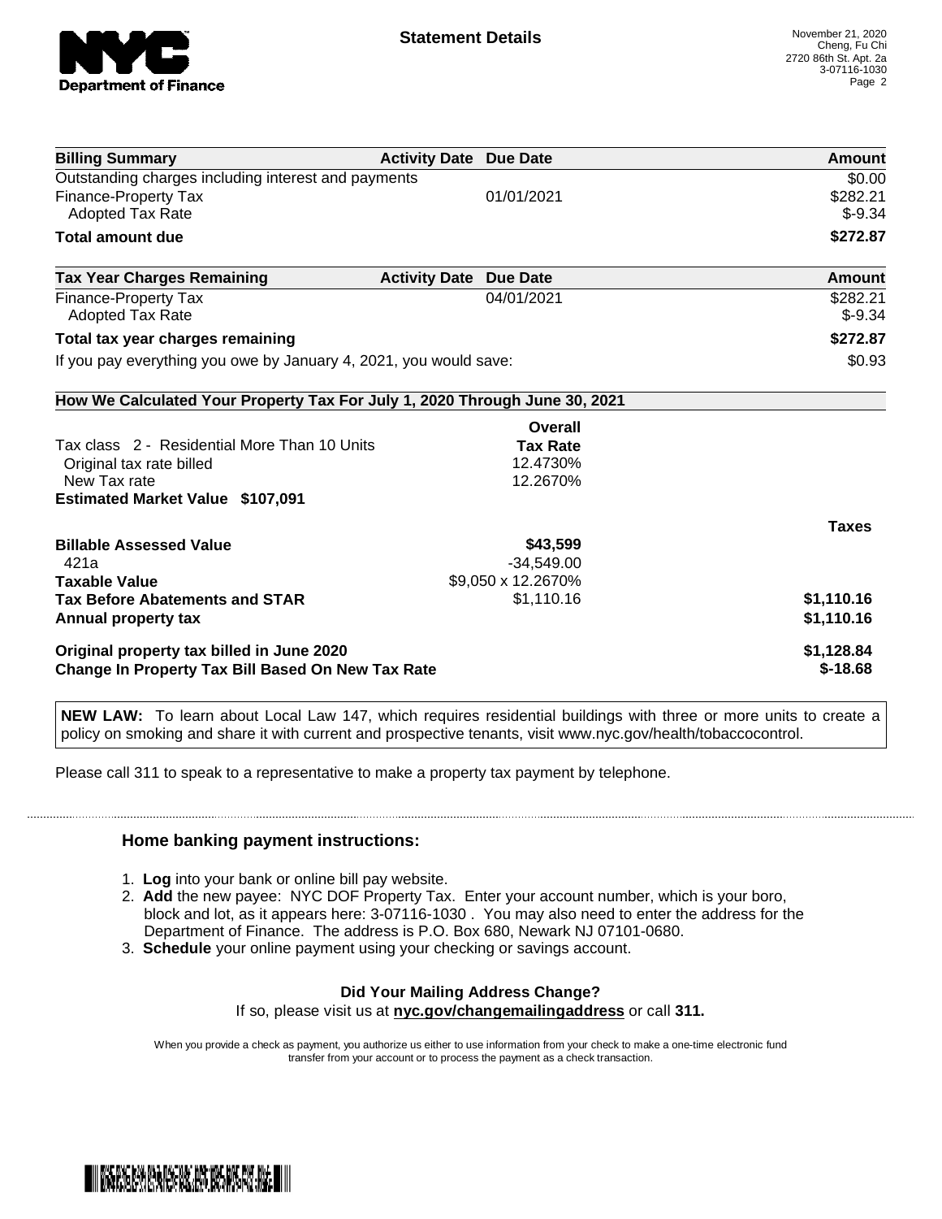# Statement Details

November 21, 2020
Cheng, Fu Chi
2720 86th St. Apt. 2a
3-07116-1030

| Billing Summary | Activity Date | Due Date | Amount |
| --- | --- | --- | --- |
| Outstanding charges including interest and payments | | | $0.00 |
| Finance-Property Tax | | 01/01/2021 | $282.21 |
| Adopted Tax Rate | | | $-9.34 |
| **Total amount due** | | | **$272.87** |

| Tax Year Charges Remaining | Activity Date | Due Date | Amount |
| --- | --- | --- | --- |
| Finance-Property Tax | | 04/01/2021 | $282.21 |
| Adopted Tax Rate | | | $-9.34 |
| **Total tax year charges remaining** | | | **$272.87** |
| If you pay everything you owe by January 4, 2021, you would save: | | | $0.93 |

**How We Calculated Your Property Tax For July 1, 2020 Through June 30, 2021**

| | Overall Tax Rate | |
| --- | --- | --- |
| Tax class 2 - Residential More Than 10 Units | | |
| Original tax rate billed | 12.4730% | |
| New Tax rate | 12.2670% | |
| **Estimated Market Value $107,091** | | |
| | | **Taxes** |
| **Billable Assessed Value** | **$43,599** | |
| 421a | -34,549.00 | |
| **Taxable Value** | $9,050 x 12.2670% | |
| **Tax Before Abatements and STAR** | $1,110.16 | **$1,110.16** |
| **Annual property tax** | | **$1,110.16** |
| **Original property tax billed in June 2020** | | **$1,128.84** |
| **Change In Property Tax Bill Based On New Tax Rate** | | **$-18.68** |

**NEW LAW:** To learn about Local Law 147, which requires residential buildings with three or more units to create a policy on smoking and share it with current and prospective tenants, visit www.nyc.gov/health/tobaccocontrol.

Please call 311 to speak to a representative to make a property tax payment by telephone.

### Home banking payment instructions:

1. **Log** into your bank or online bill pay website.
2. **Add** the new payee: NYC DOF Property Tax. Enter your account number, which is your boro, block and lot, as it appears here: 3-07116-1030 . You may also need to enter the address for the Department of Finance. The address is P.O. Box 680, Newark NJ 07101-0680.
3. **Schedule** your online payment using your checking or savings account.

**Did Your Mailing Address Change?**

If so, please visit us at **nyc.gov/changemailingaddress** or call **311.**

When you provide a check as payment, you authorize us either to use information from your check to make a one-time electronic fund transfer from your account or to process the payment as a check transaction.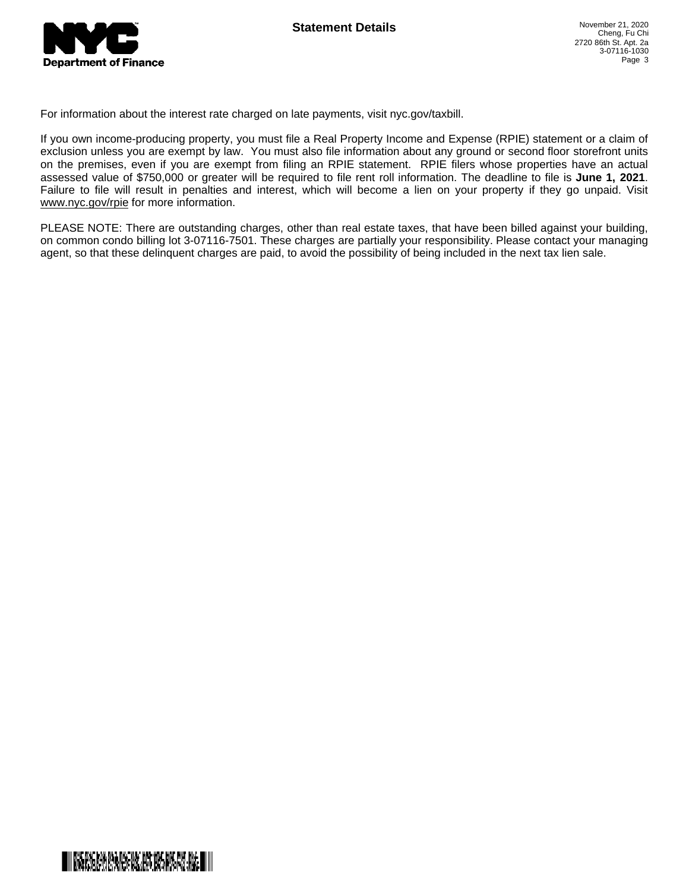For information about the interest rate charged on late payments, visit nyc.gov/taxbill.

If you own income-producing property, you must file a Real Property Income and Expense (RPIE) statement or a claim of exclusion unless you are exempt by law. You must also file information about any ground or second floor storefront units on the premises, even if you are exempt from filing an RPIE statement. RPIE filers whose properties have an actual assessed value of $750,000 or greater will be required to file rent roll information. The deadline to file is **June 1, 2021**. Failure to file will result in penalties and interest, which will become a lien on your property if they go unpaid. Visit www.nyc.gov/rpie for more information.

PLEASE NOTE: There are outstanding charges, other than real estate taxes, that have been billed against your building, on common condo billing lot 3-07116-7501. These charges are partially your responsibility. Please contact your managing agent, so that these delinquent charges are paid, to avoid the possibility of being included in the next tax lien sale.